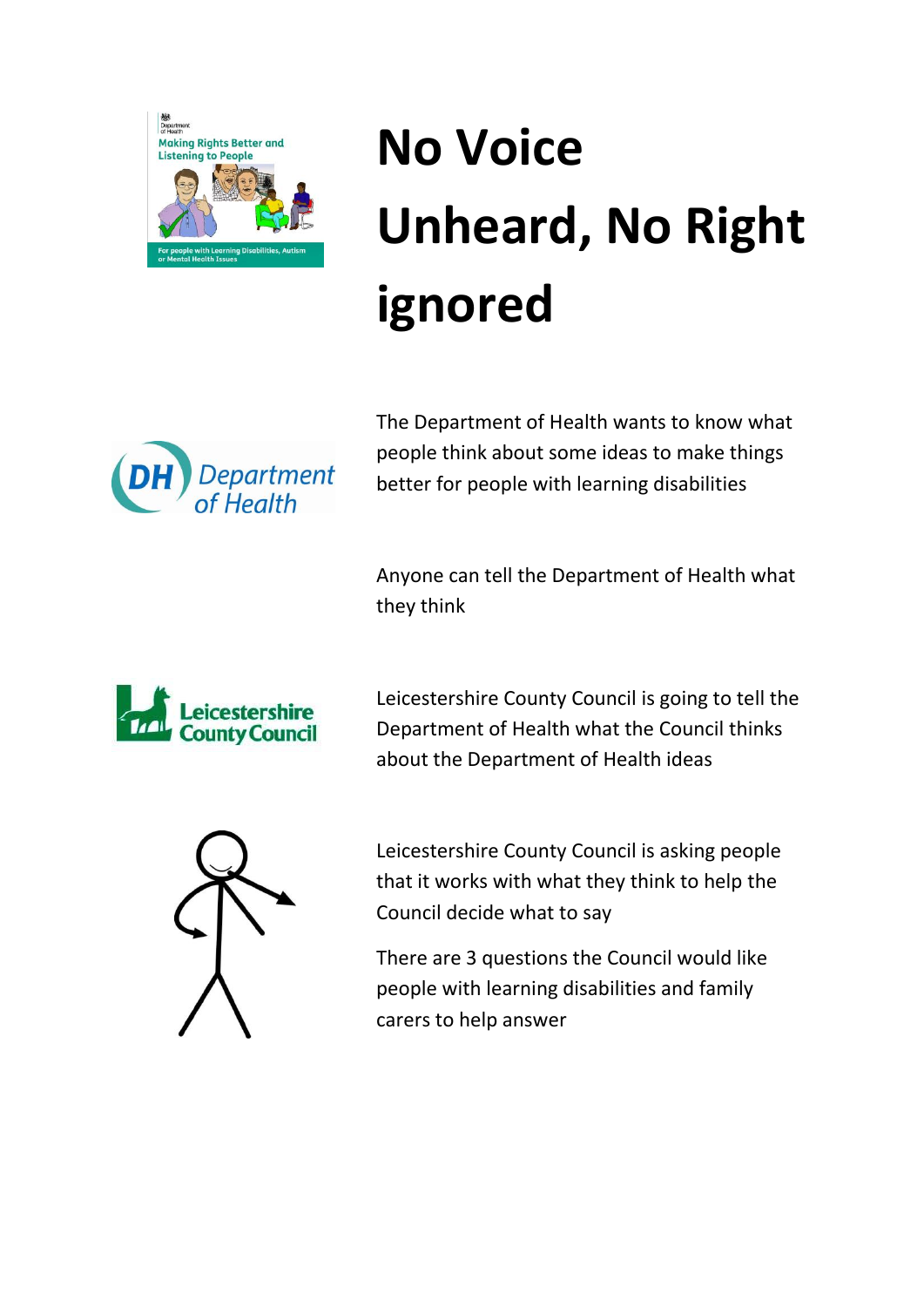# No Voice Unheard, No Right ignored

The Department of Health wants to know what people think about some ideas to make things better for people with learning disabilities

Anyone can tell the Department of Health what they think

Leicestershire County Council is going to tell the Department of Health what the Council thinks about the Department of Health ideas

Leicestershire County Council is asking people that it works with what they think to help the Council decide what to say

There are 3 questions the Council would like people with learning disabilities and family carers to help answer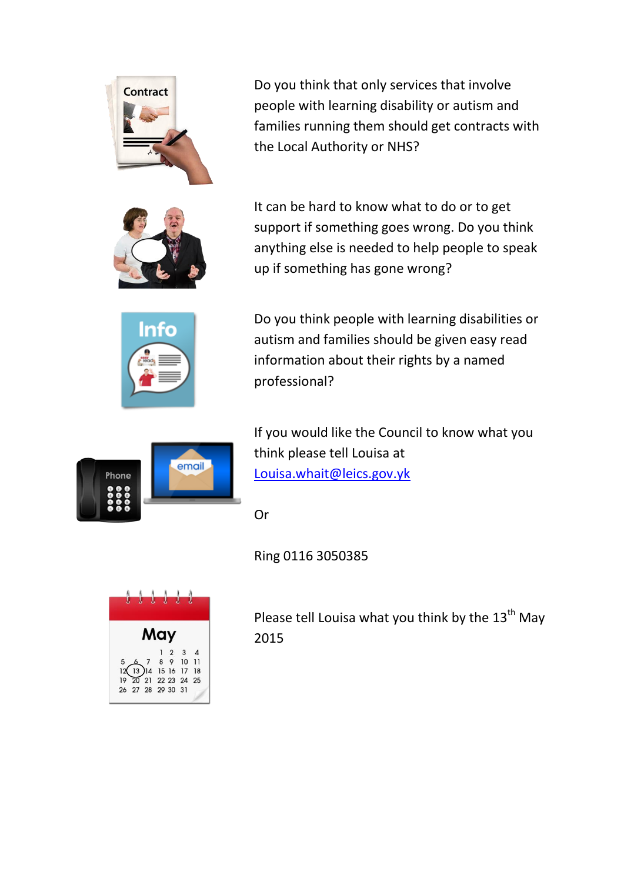Do you think that only services that involve people with learning disability or autism and families running them should get contracts with the Local Authority or NHS?

It can be hard to know what to do or to get support if something goes wrong. Do you think anything else is needed to help people to speak up if something has gone wrong?

Do you think people with learning disabilities or autism and families should be given easy read information about their rights by a named professional?

If you would like the Council to know what you think please tell Louisa at Louisa.whait@leics.gov.yk

Or

Ring 0116 3050385

Please tell Louisa what you think by the 13th May 2015